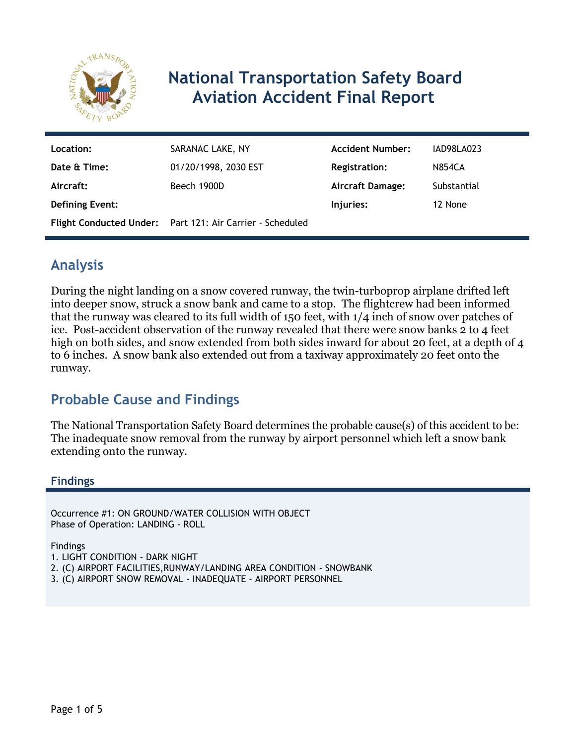# National Transportation Safety Board Aviation Accident Final Report

| | | | |
|---|---|---|---|
| **Location:** | SARANAC LAKE, NY | **Accident Number:** | IAD98LA023 |
| **Date & Time:** | 01/20/1998, 2030 EST | **Registration:** | N854CA |
| **Aircraft:** | Beech 1900D | **Aircraft Damage:** | Substantial |
| **Defining Event:** | | **Injuries:** | 12 None |
| **Flight Conducted Under:** | Part 121: Air Carrier - Scheduled | | |

## Analysis

During the night landing on a snow covered runway, the twin-turboprop airplane drifted left into deeper snow, struck a snow bank and came to a stop. The flightcrew had been informed that the runway was cleared to its full width of 150 feet, with 1/4 inch of snow over patches of ice. Post-accident observation of the runway revealed that there were snow banks 2 to 4 feet high on both sides, and snow extended from both sides inward for about 20 feet, at a depth of 4 to 6 inches. A snow bank also extended out from a taxiway approximately 20 feet onto the runway.

## Probable Cause and Findings

The National Transportation Safety Board determines the probable cause(s) of this accident to be:
The inadequate snow removal from the runway by airport personnel which left a snow bank extending onto the runway.

### Findings

Occurrence #1: ON GROUND/WATER COLLISION WITH OBJECT
Phase of Operation: LANDING - ROLL

Findings
1. LIGHT CONDITION - DARK NIGHT
2. (C) AIRPORT FACILITIES,RUNWAY/LANDING AREA CONDITION - SNOWBANK
3. (C) AIRPORT SNOW REMOVAL - INADEQUATE - AIRPORT PERSONNEL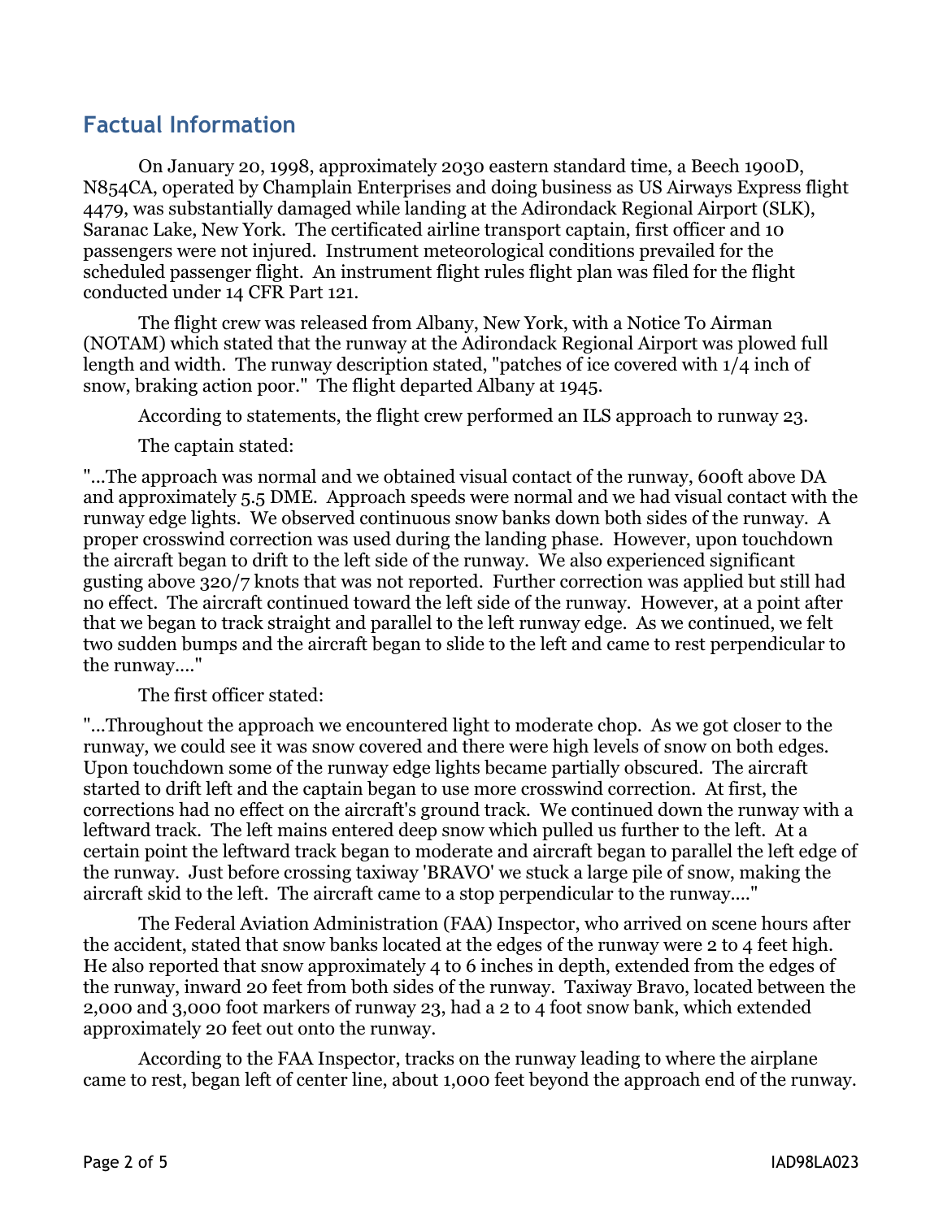## Factual Information

On January 20, 1998, approximately 2030 eastern standard time, a Beech 1900D, N854CA, operated by Champlain Enterprises and doing business as US Airways Express flight 4479, was substantially damaged while landing at the Adirondack Regional Airport (SLK), Saranac Lake, New York. The certificated airline transport captain, first officer and 10 passengers were not injured. Instrument meteorological conditions prevailed for the scheduled passenger flight. An instrument flight rules flight plan was filed for the flight conducted under 14 CFR Part 121.

The flight crew was released from Albany, New York, with a Notice To Airman (NOTAM) which stated that the runway at the Adirondack Regional Airport was plowed full length and width. The runway description stated, "patches of ice covered with 1/4 inch of snow, braking action poor." The flight departed Albany at 1945.

According to statements, the flight crew performed an ILS approach to runway 23.

The captain stated:

"...The approach was normal and we obtained visual contact of the runway, 600ft above DA and approximately 5.5 DME. Approach speeds were normal and we had visual contact with the runway edge lights. We observed continuous snow banks down both sides of the runway. A proper crosswind correction was used during the landing phase. However, upon touchdown the aircraft began to drift to the left side of the runway. We also experienced significant gusting above 320/7 knots that was not reported. Further correction was applied but still had no effect. The aircraft continued toward the left side of the runway. However, at a point after that we began to track straight and parallel to the left runway edge. As we continued, we felt two sudden bumps and the aircraft began to slide to the left and came to rest perpendicular to the runway...."

The first officer stated:

"...Throughout the approach we encountered light to moderate chop. As we got closer to the runway, we could see it was snow covered and there were high levels of snow on both edges. Upon touchdown some of the runway edge lights became partially obscured. The aircraft started to drift left and the captain began to use more crosswind correction. At first, the corrections had no effect on the aircraft's ground track. We continued down the runway with a leftward track. The left mains entered deep snow which pulled us further to the left. At a certain point the leftward track began to moderate and aircraft began to parallel the left edge of the runway. Just before crossing taxiway 'BRAVO' we stuck a large pile of snow, making the aircraft skid to the left. The aircraft came to a stop perpendicular to the runway...."

The Federal Aviation Administration (FAA) Inspector, who arrived on scene hours after the accident, stated that snow banks located at the edges of the runway were 2 to 4 feet high. He also reported that snow approximately 4 to 6 inches in depth, extended from the edges of the runway, inward 20 feet from both sides of the runway. Taxiway Bravo, located between the 2,000 and 3,000 foot markers of runway 23, had a 2 to 4 foot snow bank, which extended approximately 20 feet out onto the runway.

According to the FAA Inspector, tracks on the runway leading to where the airplane came to rest, began left of center line, about 1,000 feet beyond the approach end of the runway.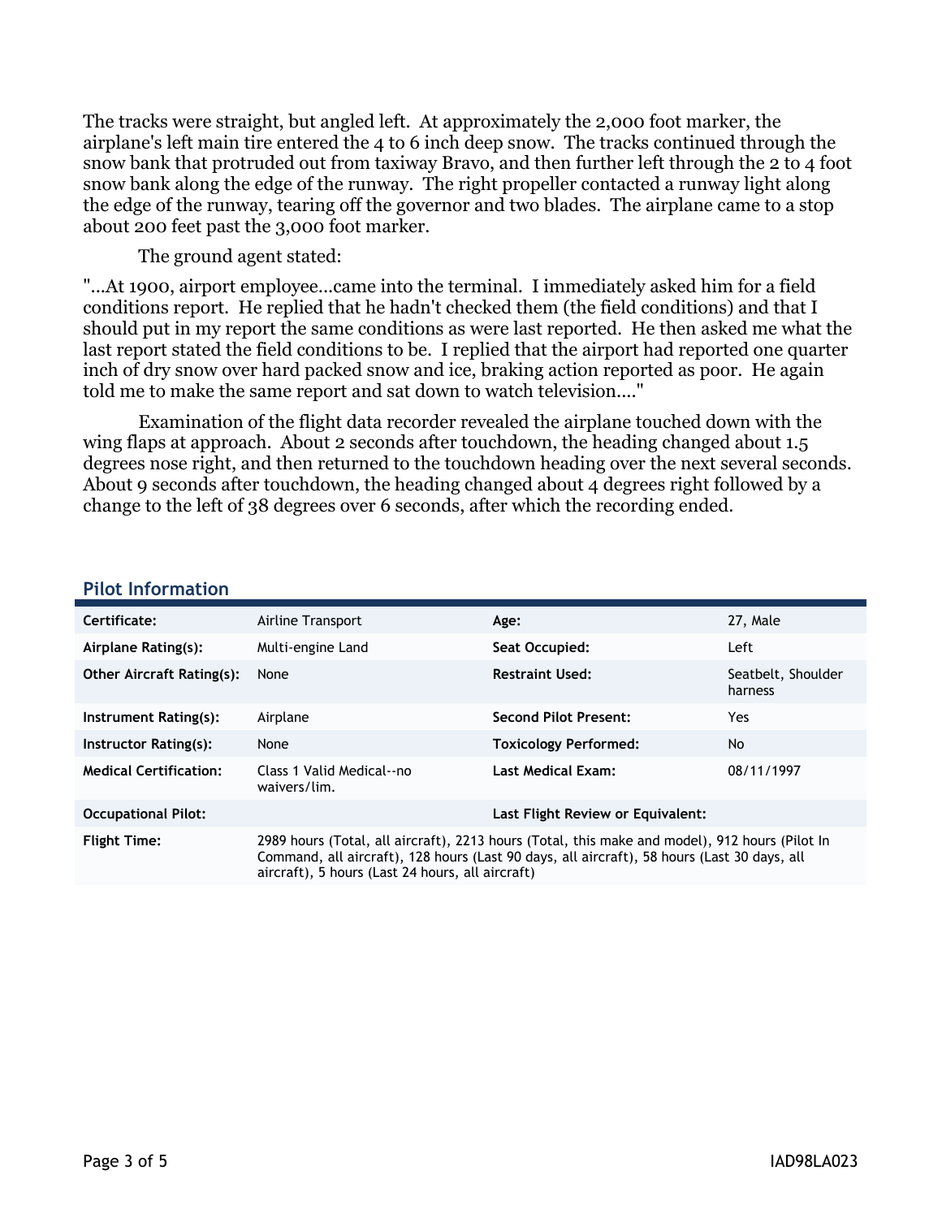The tracks were straight, but angled left. At approximately the 2,000 foot marker, the airplane's left main tire entered the 4 to 6 inch deep snow. The tracks continued through the snow bank that protruded out from taxiway Bravo, and then further left through the 2 to 4 foot snow bank along the edge of the runway. The right propeller contacted a runway light along the edge of the runway, tearing off the governor and two blades. The airplane came to a stop about 200 feet past the 3,000 foot marker.

The ground agent stated:

"...At 1900, airport employee...came into the terminal. I immediately asked him for a field conditions report. He replied that he hadn't checked them (the field conditions) and that I should put in my report the same conditions as were last reported. He then asked me what the last report stated the field conditions to be. I replied that the airport had reported one quarter inch of dry snow over hard packed snow and ice, braking action reported as poor. He again told me to make the same report and sat down to watch television...."

Examination of the flight data recorder revealed the airplane touched down with the wing flaps at approach. About 2 seconds after touchdown, the heading changed about 1.5 degrees nose right, and then returned to the touchdown heading over the next several seconds. About 9 seconds after touchdown, the heading changed about 4 degrees right followed by a change to the left of 38 degrees over 6 seconds, after which the recording ended.

## Pilot Information

| | | | |
|---|---|---|---|
| **Certificate:** | Airline Transport | **Age:** | 27, Male |
| **Airplane Rating(s):** | Multi-engine Land | **Seat Occupied:** | Left |
| **Other Aircraft Rating(s):** | None | **Restraint Used:** | Seatbelt, Shoulder harness |
| **Instrument Rating(s):** | Airplane | **Second Pilot Present:** | Yes |
| **Instructor Rating(s):** | None | **Toxicology Performed:** | No |
| **Medical Certification:** | Class 1 Valid Medical--no waivers/lim. | **Last Medical Exam:** | 08/11/1997 |
| **Occupational Pilot:** | | **Last Flight Review or Equivalent:** | |
| **Flight Time:** | 2989 hours (Total, all aircraft), 2213 hours (Total, this make and model), 912 hours (Pilot In Command, all aircraft), 128 hours (Last 90 days, all aircraft), 58 hours (Last 30 days, all aircraft), 5 hours (Last 24 hours, all aircraft) | | |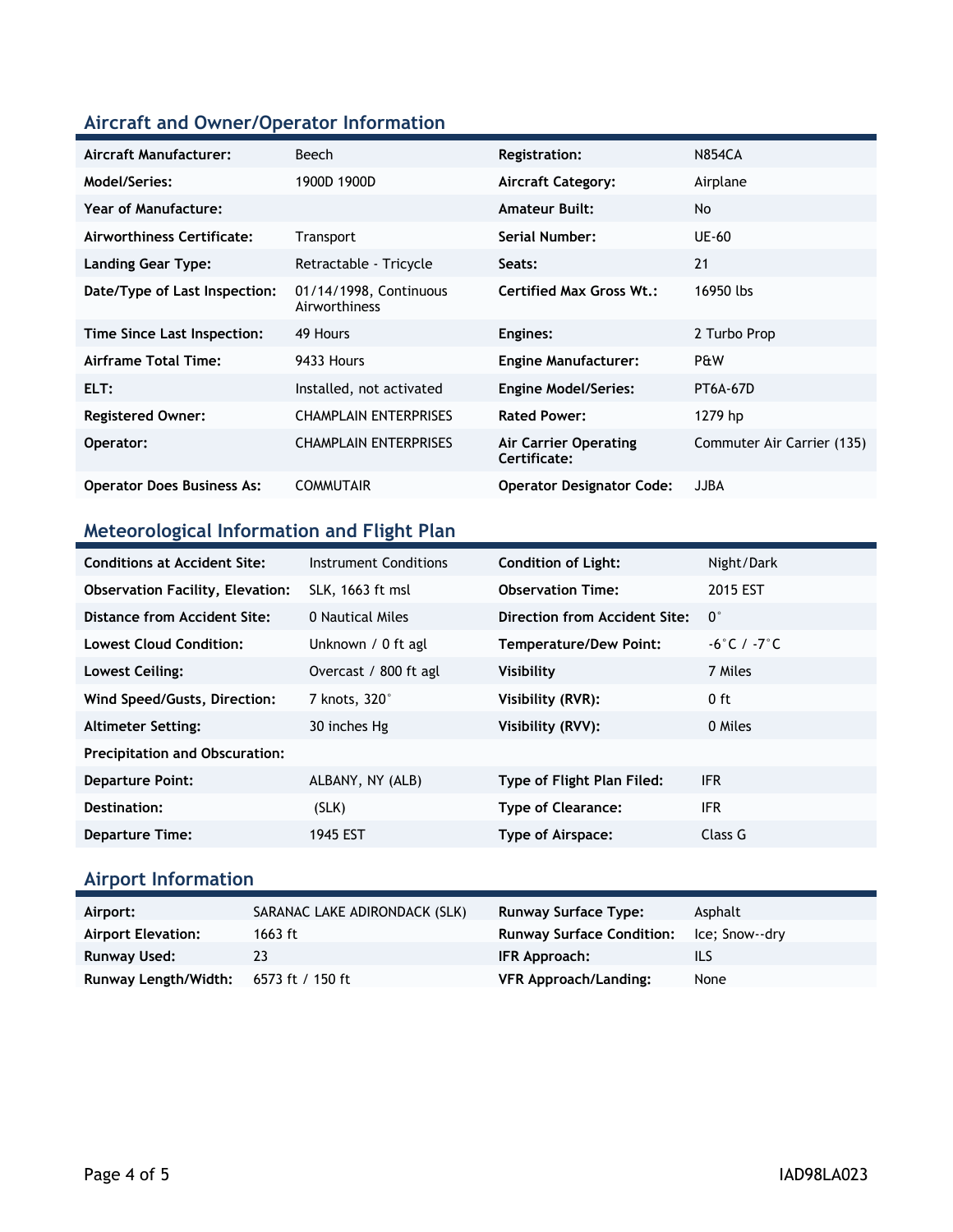## Aircraft and Owner/Operator Information

| | | | |
|---|---|---|---|
| **Aircraft Manufacturer:** | Beech | **Registration:** | N854CA |
| **Model/Series:** | 1900D 1900D | **Aircraft Category:** | Airplane |
| **Year of Manufacture:** | | **Amateur Built:** | No |
| **Airworthiness Certificate:** | Transport | **Serial Number:** | UE-60 |
| **Landing Gear Type:** | Retractable - Tricycle | **Seats:** | 21 |
| **Date/Type of Last Inspection:** | 01/14/1998, Continuous Airworthiness | **Certified Max Gross Wt.:** | 16950 lbs |
| **Time Since Last Inspection:** | 49 Hours | **Engines:** | 2 Turbo Prop |
| **Airframe Total Time:** | 9433 Hours | **Engine Manufacturer:** | P&W |
| **ELT:** | Installed, not activated | **Engine Model/Series:** | PT6A-67D |
| **Registered Owner:** | CHAMPLAIN ENTERPRISES | **Rated Power:** | 1279 hp |
| **Operator:** | CHAMPLAIN ENTERPRISES | **Air Carrier Operating Certificate:** | Commuter Air Carrier (135) |
| **Operator Does Business As:** | COMMUTAIR | **Operator Designator Code:** | JJBA |

## Meteorological Information and Flight Plan

| | | | |
|---|---|---|---|
| **Conditions at Accident Site:** | Instrument Conditions | **Condition of Light:** | Night/Dark |
| **Observation Facility, Elevation:** | SLK, 1663 ft msl | **Observation Time:** | 2015 EST |
| **Distance from Accident Site:** | 0 Nautical Miles | **Direction from Accident Site:** | 0° |
| **Lowest Cloud Condition:** | Unknown / 0 ft agl | **Temperature/Dew Point:** | -6°C / -7°C |
| **Lowest Ceiling:** | Overcast / 800 ft agl | **Visibility** | 7 Miles |
| **Wind Speed/Gusts, Direction:** | 7 knots, 320° | **Visibility (RVR):** | 0 ft |
| **Altimeter Setting:** | 30 inches Hg | **Visibility (RVV):** | 0 Miles |
| **Precipitation and Obscuration:** | | | |
| **Departure Point:** | ALBANY, NY (ALB) | **Type of Flight Plan Filed:** | IFR |
| **Destination:** | (SLK) | **Type of Clearance:** | IFR |
| **Departure Time:** | 1945 EST | **Type of Airspace:** | Class G |

## Airport Information

| | | | |
|---|---|---|---|
| **Airport:** | SARANAC LAKE ADIRONDACK (SLK) | **Runway Surface Type:** | Asphalt |
| **Airport Elevation:** | 1663 ft | **Runway Surface Condition:** | Ice; Snow--dry |
| **Runway Used:** | 23 | **IFR Approach:** | ILS |
| **Runway Length/Width:** | 6573 ft / 150 ft | **VFR Approach/Landing:** | None |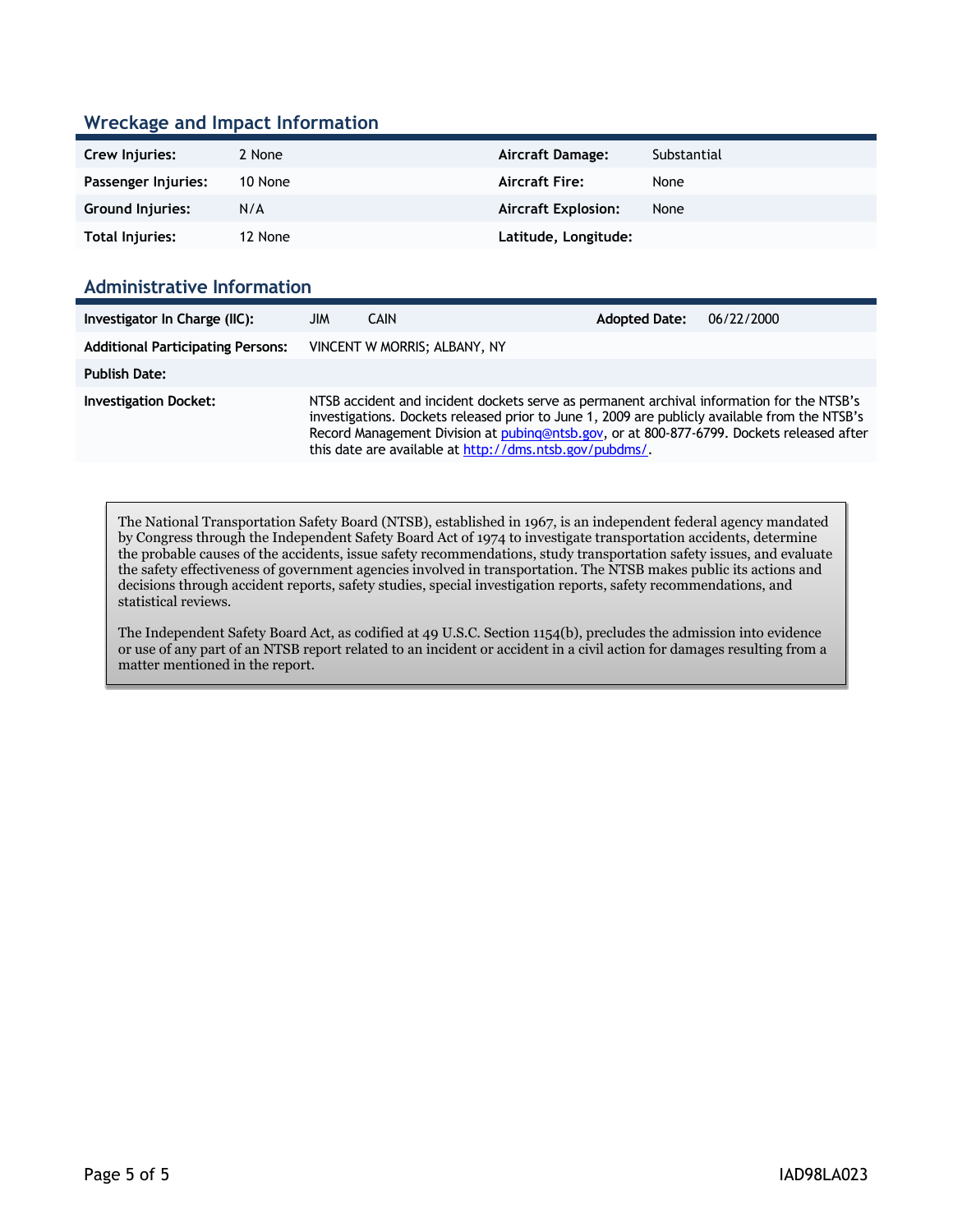## Wreckage and Impact Information

| | | | |
|---|---|---|---|
| **Crew Injuries:** | 2 None | **Aircraft Damage:** | Substantial |
| **Passenger Injuries:** | 10 None | **Aircraft Fire:** | None |
| **Ground Injuries:** | N/A | **Aircraft Explosion:** | None |
| **Total Injuries:** | 12 None | **Latitude, Longitude:** | |

## Administrative Information

| | | | |
|---|---|---|---|
| **Investigator In Charge (IIC):** | JIM CAIN | **Adopted Date:** | 06/22/2000 |
| **Additional Participating Persons:** | VINCENT W MORRIS; ALBANY, NY | | |
| **Publish Date:** | | | |
| **Investigation Docket:** | NTSB accident and incident dockets serve as permanent archival information for the NTSB's investigations. Dockets released prior to June 1, 2009 are publicly available from the NTSB's Record Management Division at pubinq@ntsb.gov, or at 800-877-6799. Dockets released after this date are available at http://dms.ntsb.gov/pubdms/. | | |

The National Transportation Safety Board (NTSB), established in 1967, is an independent federal agency mandated by Congress through the Independent Safety Board Act of 1974 to investigate transportation accidents, determine the probable causes of the accidents, issue safety recommendations, study transportation safety issues, and evaluate the safety effectiveness of government agencies involved in transportation. The NTSB makes public its actions and decisions through accident reports, safety studies, special investigation reports, safety recommendations, and statistical reviews.

The Independent Safety Board Act, as codified at 49 U.S.C. Section 1154(b), precludes the admission into evidence or use of any part of an NTSB report related to an incident or accident in a civil action for damages resulting from a matter mentioned in the report.